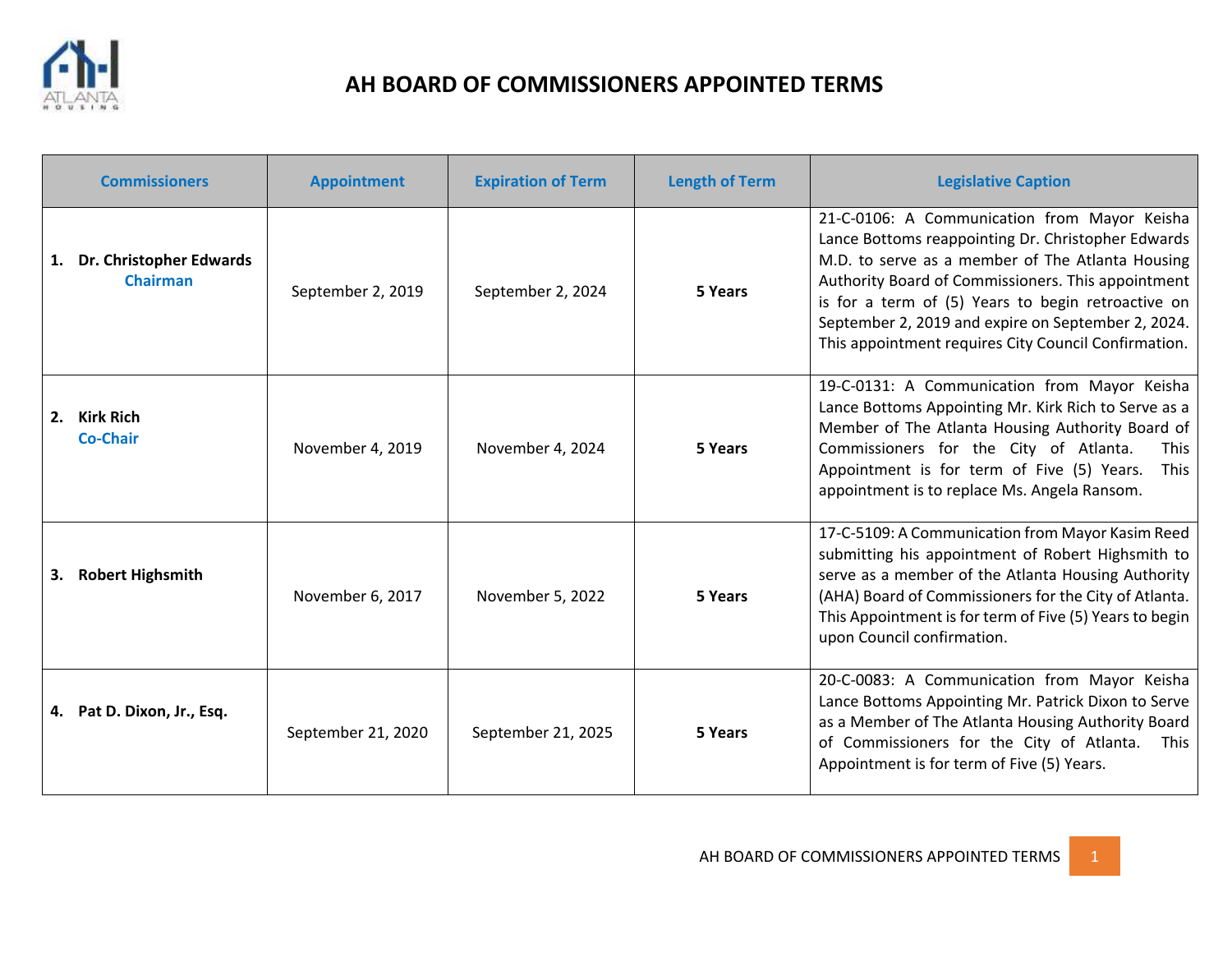# AH BOARD OF COMMISSIONERS APPOINTED TERMS

| Commissioners | Appointment | Expiration of Term | Length of Term | Legislative Caption |
|---|---|---|---|---|
| 1. **Dr. Christopher Edwards** **Chairman** | September 2, 2019 | September 2, 2024 | **5 Years** | 21-C-0106: A Communication from Mayor Keisha Lance Bottoms reappointing Dr. Christopher Edwards M.D. to serve as a member of The Atlanta Housing Authority Board of Commissioners. This appointment is for a term of (5) Years to begin retroactive on September 2, 2019 and expire on September 2, 2024. This appointment requires City Council Confirmation. |
| 2. **Kirk Rich** **Co-Chair** | November 4, 2019 | November 4, 2024 | **5 Years** | 19-C-0131: A Communication from Mayor Keisha Lance Bottoms Appointing Mr. Kirk Rich to Serve as a Member of The Atlanta Housing Authority Board of Commissioners for the City of Atlanta. This Appointment is for term of Five (5) Years. This appointment is to replace Ms. Angela Ransom. |
| 3. **Robert Highsmith** | November 6, 2017 | November 5, 2022 | **5 Years** | 17-C-5109: A Communication from Mayor Kasim Reed submitting his appointment of Robert Highsmith to serve as a member of the Atlanta Housing Authority (AHA) Board of Commissioners for the City of Atlanta. This Appointment is for term of Five (5) Years to begin upon Council confirmation. |
| 4. **Pat D. Dixon, Jr., Esq.** | September 21, 2020 | September 21, 2025 | **5 Years** | 20-C-0083: A Communication from Mayor Keisha Lance Bottoms Appointing Mr. Patrick Dixon to Serve as a Member of The Atlanta Housing Authority Board of Commissioners for the City of Atlanta. This Appointment is for term of Five (5) Years. |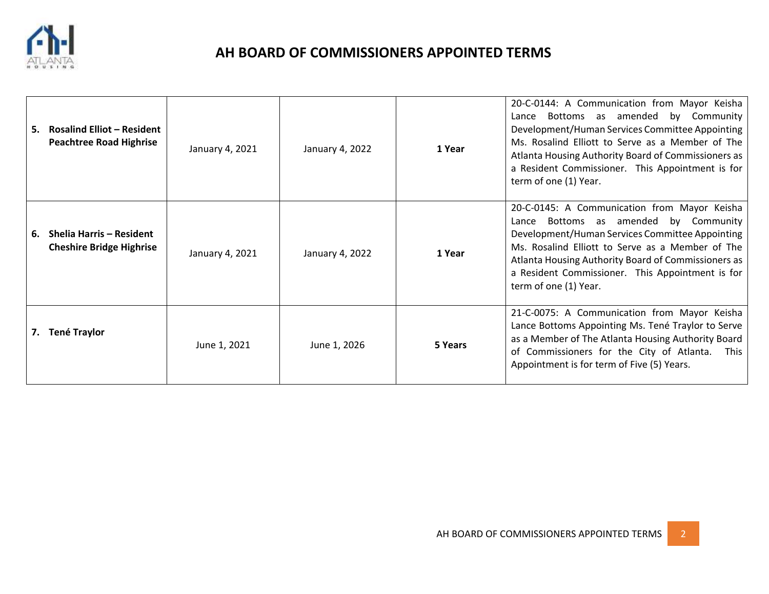# AH BOARD OF COMMISSIONERS APPOINTED TERMS

| | | | | |
|---|---|---|---|---|
| **5. Rosalind Elliot – Resident Peachtree Road Highrise** | January 4, 2021 | January 4, 2022 | **1 Year** | 20-C-0144: A Communication from Mayor Keisha Lance Bottoms as amended by Community Development/Human Services Committee Appointing Ms. Rosalind Elliott to Serve as a Member of The Atlanta Housing Authority Board of Commissioners as a Resident Commissioner. This Appointment is for term of one (1) Year. |
| **6. Shelia Harris – Resident Cheshire Bridge Highrise** | January 4, 2021 | January 4, 2022 | **1 Year** | 20-C-0145: A Communication from Mayor Keisha Lance Bottoms as amended by Community Development/Human Services Committee Appointing Ms. Rosalind Elliott to Serve as a Member of The Atlanta Housing Authority Board of Commissioners as a Resident Commissioner. This Appointment is for term of one (1) Year. |
| **7. Tené Traylor** | June 1, 2021 | June 1, 2026 | **5 Years** | 21-C-0075: A Communication from Mayor Keisha Lance Bottoms Appointing Ms. Tené Traylor to Serve as a Member of The Atlanta Housing Authority Board of Commissioners for the City of Atlanta. This Appointment is for term of Five (5) Years. |